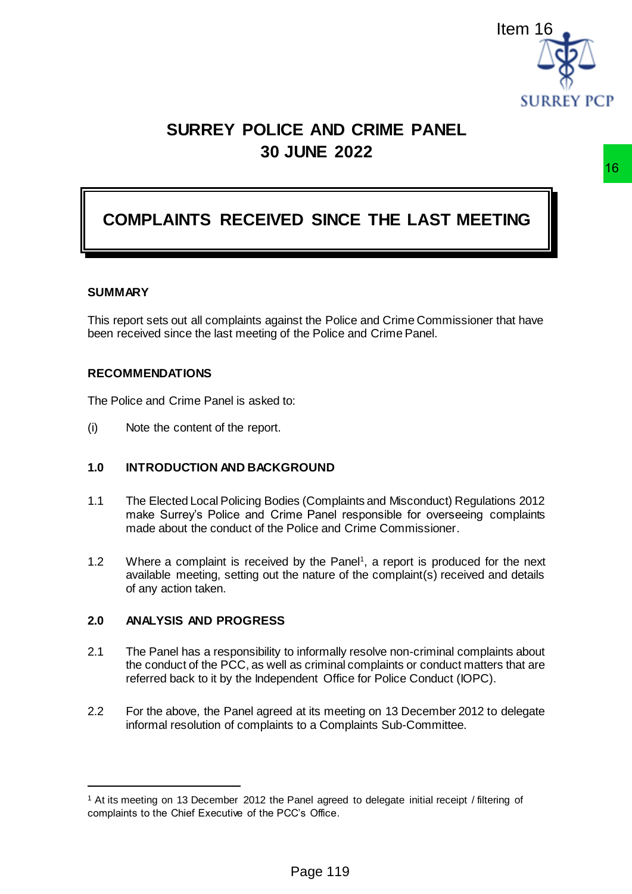# SURREY POLICE AND CRIME PANEL

## 30 JUNE 2022

# COMPLAINTS RECEIVED SINCE THE LAST MEETING

**SUMMARY**

This report sets out all complaints against the Police and Crime Commissioner that have been received since the last meeting of the Police and Crime Panel.

**RECOMMENDATIONS**

The Police and Crime Panel is asked to:

(i) Note the content of the report.

**1.0 INTRODUCTION AND BACKGROUND**

1.1 The Elected Local Policing Bodies (Complaints and Misconduct) Regulations 2012 make Surrey's Police and Crime Panel responsible for overseeing complaints made about the conduct of the Police and Crime Commissioner.

1.2 Where a complaint is received by the Panel[1], a report is produced for the next available meeting, setting out the nature of the complaint(s) received and details of any action taken.

**2.0 ANALYSIS AND PROGRESS**

2.1 The Panel has a responsibility to informally resolve non-criminal complaints about the conduct of the PCC, as well as criminal complaints or conduct matters that are referred back to it by the Independent Office for Police Conduct (IOPC).

2.2 For the above, the Panel agreed at its meeting on 13 December 2012 to delegate informal resolution of complaints to a Complaints Sub-Committee.

---

[1] At its meeting on 13 December 2012 the Panel agreed to delegate initial receipt / filtering of complaints to the Chief Executive of the PCC's Office.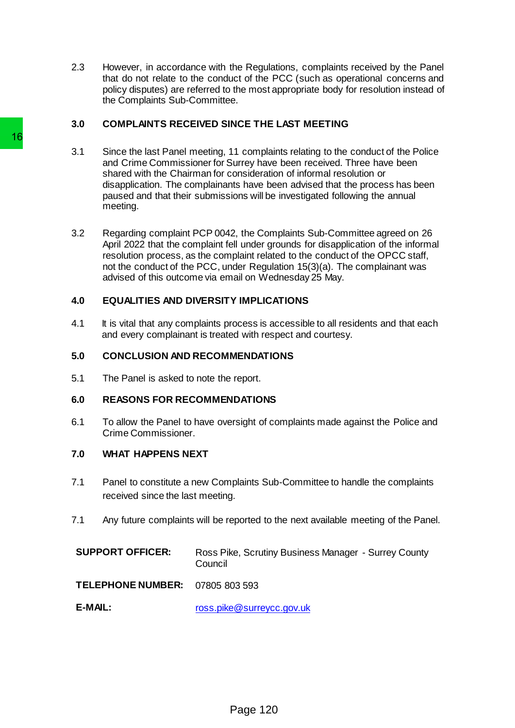2.3 However, in accordance with the Regulations, complaints received by the Panel that do not relate to the conduct of the PCC (such as operational concerns and policy disputes) are referred to the most appropriate body for resolution instead of the Complaints Sub-Committee.

## 3.0 COMPLAINTS RECEIVED SINCE THE LAST MEETING

3.1 Since the last Panel meeting, 11 complaints relating to the conduct of the Police and Crime Commissioner for Surrey have been received. Three have been shared with the Chairman for consideration of informal resolution or disapplication. The complainants have been advised that the process has been paused and that their submissions will be investigated following the annual meeting.

3.2 Regarding complaint PCP 0042, the Complaints Sub-Committee agreed on 26 April 2022 that the complaint fell under grounds for disapplication of the informal resolution process, as the complaint related to the conduct of the OPCC staff, not the conduct of the PCC, under Regulation 15(3)(a). The complainant was advised of this outcome via email on Wednesday 25 May.

## 4.0 EQUALITIES AND DIVERSITY IMPLICATIONS

4.1 It is vital that any complaints process is accessible to all residents and that each and every complainant is treated with respect and courtesy.

## 5.0 CONCLUSION AND RECOMMENDATIONS

5.1 The Panel is asked to note the report.

## 6.0 REASONS FOR RECOMMENDATIONS

6.1 To allow the Panel to have oversight of complaints made against the Police and Crime Commissioner.

## 7.0 WHAT HAPPENS NEXT

7.1 Panel to constitute a new Complaints Sub-Committee to handle the complaints received since the last meeting.

7.1 Any future complaints will be reported to the next available meeting of the Panel.

| | |
|---|---|
| **SUPPORT OFFICER:** | Ross Pike, Scrutiny Business Manager - Surrey County Council |
| **TELEPHONE NUMBER:** | 07805 803 593 |
| **E-MAIL:** | ross.pike@surreycc.gov.uk |